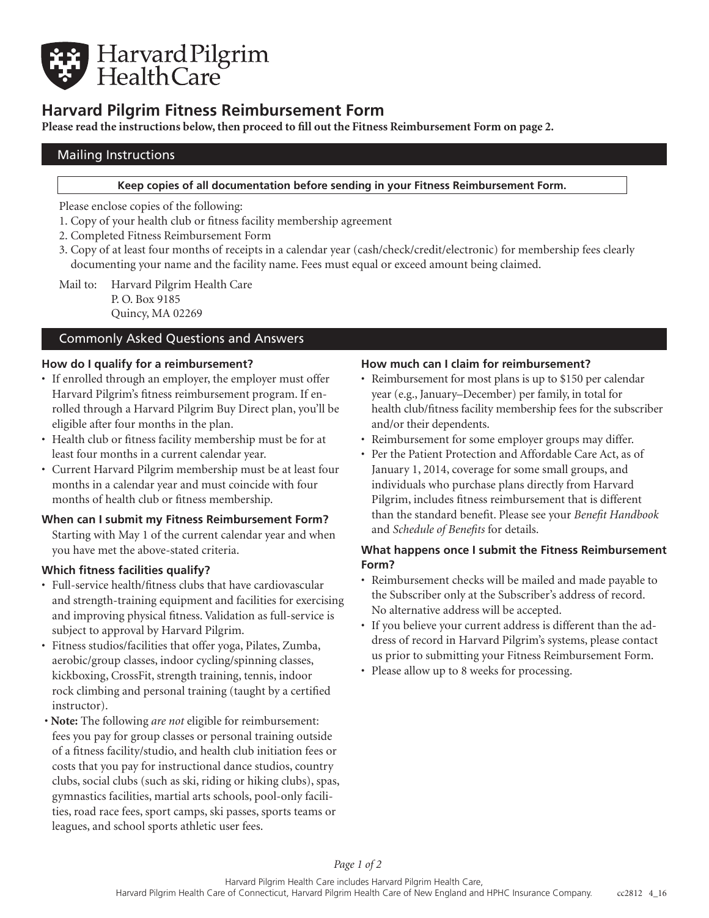# Harvard Pilgrim Fitness Reimbursement Form

**Please read the instructions below, then proceed to fill out the Fitness Reimbursement Form on page 2.**

## Mailing Instructions

**Keep copies of all documentation before sending in your Fitness Reimbursement Form.**

Please enclose copies of the following:

1. Copy of your health club or fitness facility membership agreement
2. Completed Fitness Reimbursement Form
3. Copy of at least four months of receipts in a calendar year (cash/check/credit/electronic) for membership fees clearly documenting your name and the facility name. Fees must equal or exceed amount being claimed.

Mail to: Harvard Pilgrim Health Care
P. O. Box 9185
Quincy, MA 02269

## Commonly Asked Questions and Answers

### How do I qualify for a reimbursement?

- If enrolled through an employer, the employer must offer Harvard Pilgrim's fitness reimbursement program. If enrolled through a Harvard Pilgrim Buy Direct plan, you'll be eligible after four months in the plan.
- Health club or fitness facility membership must be for at least four months in a current calendar year.
- Current Harvard Pilgrim membership must be at least four months in a calendar year and must coincide with four months of health club or fitness membership.

### When can I submit my Fitness Reimbursement Form?

Starting with May 1 of the current calendar year and when you have met the above-stated criteria.

### Which fitness facilities qualify?

- Full-service health/fitness clubs that have cardiovascular and strength-training equipment and facilities for exercising and improving physical fitness. Validation as full-service is subject to approval by Harvard Pilgrim.
- Fitness studios/facilities that offer yoga, Pilates, Zumba, aerobic/group classes, indoor cycling/spinning classes, kickboxing, CrossFit, strength training, tennis, indoor rock climbing and personal training (taught by a certified instructor).
- **Note:** The following *are not* eligible for reimbursement: fees you pay for group classes or personal training outside of a fitness facility/studio, and health club initiation fees or costs that you pay for instructional dance studios, country clubs, social clubs (such as ski, riding or hiking clubs), spas, gymnastics facilities, martial arts schools, pool-only facilities, road race fees, sport camps, ski passes, sports teams or leagues, and school sports athletic user fees.

### How much can I claim for reimbursement?

- Reimbursement for most plans is up to $150 per calendar year (e.g., January–December) per family, in total for health club/fitness facility membership fees for the subscriber and/or their dependents.
- Reimbursement for some employer groups may differ.
- Per the Patient Protection and Affordable Care Act, as of January 1, 2014, coverage for some small groups, and individuals who purchase plans directly from Harvard Pilgrim, includes fitness reimbursement that is different than the standard benefit. Please see your *Benefit Handbook* and *Schedule of Benefits* for details.

### What happens once I submit the Fitness Reimbursement Form?

- Reimbursement checks will be mailed and made payable to the Subscriber only at the Subscriber's address of record. No alternative address will be accepted.
- If you believe your current address is different than the address of record in Harvard Pilgrim's systems, please contact us prior to submitting your Fitness Reimbursement Form.
- Please allow up to 8 weeks for processing.

Harvard Pilgrim Health Care includes Harvard Pilgrim Health Care, Harvard Pilgrim Health Care of Connecticut, Harvard Pilgrim Health Care of New England and HPHC Insurance Company.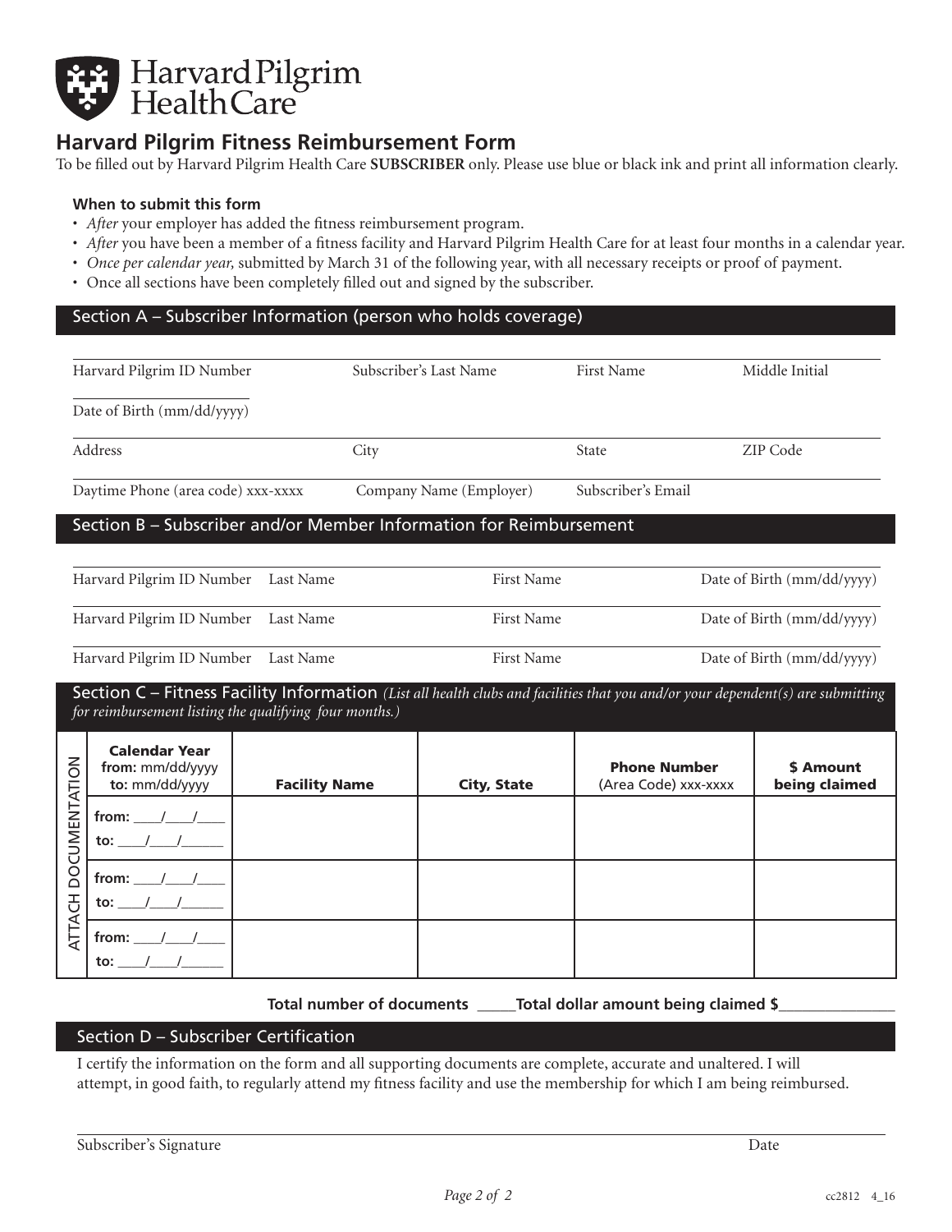# Harvard Pilgrim Health Care

## Harvard Pilgrim Fitness Reimbursement Form

To be filled out by Harvard Pilgrim Health Care **SUBSCRIBER** only. Please use blue or black ink and print all information clearly.

### When to submit this form

- *After* your employer has added the fitness reimbursement program.
- *After* you have been a member of a fitness facility and Harvard Pilgrim Health Care for at least four months in a calendar year.
- *Once per calendar year,* submitted by March 31 of the following year, with all necessary receipts or proof of payment.
- Once all sections have been completely filled out and signed by the subscriber.

## Section A – Subscriber Information (person who holds coverage)

Harvard Pilgrim ID Number | Subscriber's Last Name | First Name | Middle Initial

Date of Birth (mm/dd/yyyy)

Address | City | State | ZIP Code

Daytime Phone (area code) xxx-xxxx | Company Name (Employer) | Subscriber's Email

## Section B – Subscriber and/or Member Information for Reimbursement

Harvard Pilgrim ID Number | Last Name | First Name | Date of Birth (mm/dd/yyyy)

Harvard Pilgrim ID Number | Last Name | First Name | Date of Birth (mm/dd/yyyy)

Harvard Pilgrim ID Number | Last Name | First Name | Date of Birth (mm/dd/yyyy)

## Section C – Fitness Facility Information *(List all health clubs and facilities that you and/or your dependent(s) are submitting for reimbursement listing the qualifying four months.)*

ATTACH DOCUMENTATION

| Calendar Year from: mm/dd/yyyy to: mm/dd/yyyy | Facility Name | City, State | Phone Number (Area Code) xxx-xxxx | $ Amount being claimed |
|---|---|---|---|---|
| from: ____/____/____ to: ____/____/______ | | | | |
| from: ____/____/____ to: ____/____/______ | | | | |
| from: ____/____/____ to: ____/____/______ | | | | |

**Total number of documents** _____ **Total dollar amount being claimed $**_______________

## Section D – Subscriber Certification

I certify the information on the form and all supporting documents are complete, accurate and unaltered. I will attempt, in good faith, to regularly attend my fitness facility and use the membership for which I am being reimbursed.

Subscriber's Signature | Date

cc2812 4_16